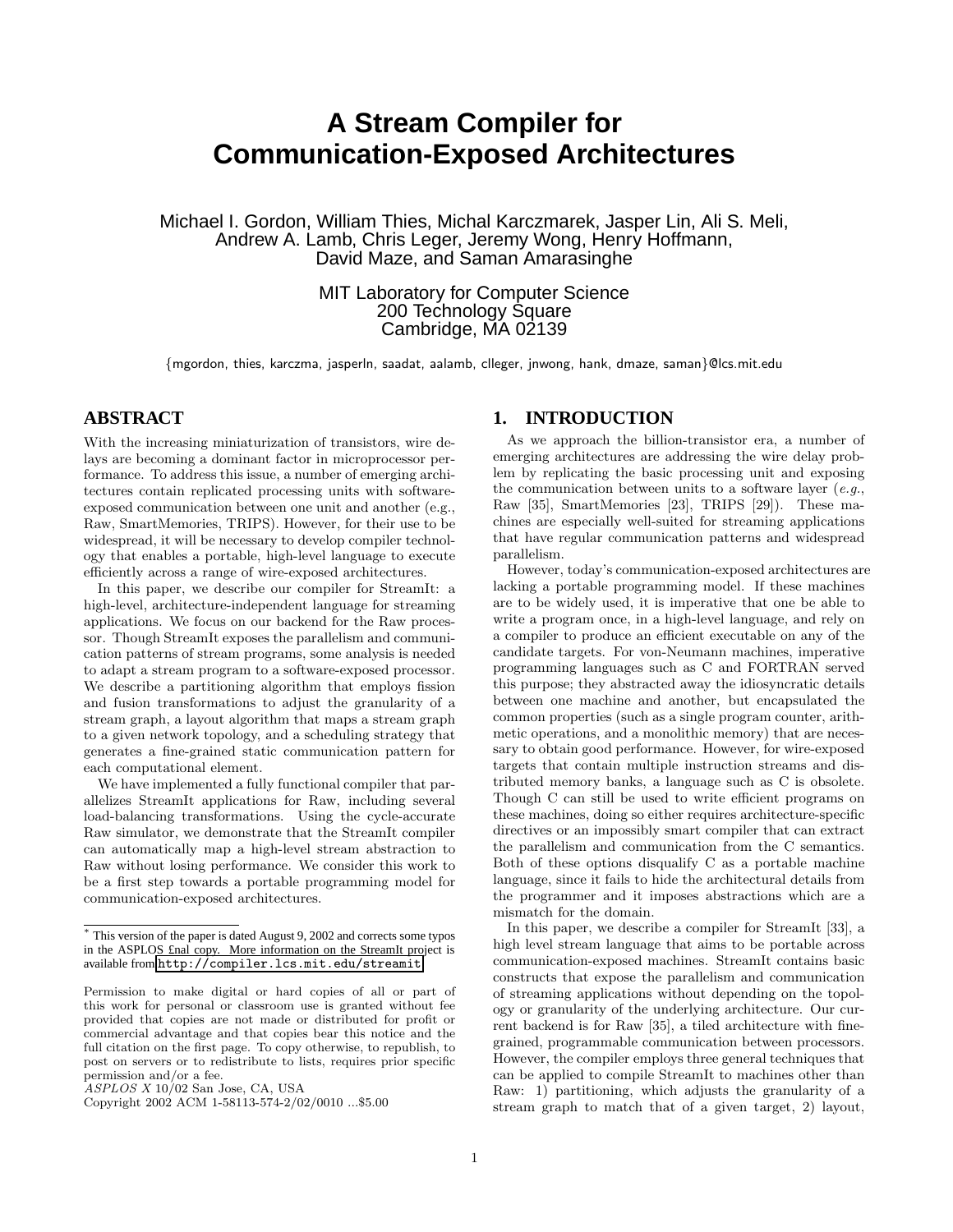# A Stream Compiler for Communication-Exposed Architectures

Michael I. Gordon, William Thies, Michal Karczmarek, Jasper Lin, Ali S. Meli, Andrew A. Lamb, Chris Leger, Jeremy Wong, Henry Hoffmann, David Maze, and Saman Amarasinghe

MIT Laboratory for Computer Science
200 Technology Square
Cambridge, MA 02139

{mgordon, thies, karczma, jasperln, saadat, aalamb, clleger, jnwong, hank, dmaze, saman}@lcs.mit.edu

## ABSTRACT

With the increasing miniaturization of transistors, wire delays are becoming a dominant factor in microprocessor performance. To address this issue, a number of emerging architectures contain replicated processing units with software-exposed communication between one unit and another (e.g., Raw, SmartMemories, TRIPS). However, for their use to be widespread, it will be necessary to develop compiler technology that enables a portable, high-level language to execute efficiently across a range of wire-exposed architectures.

In this paper, we describe our compiler for StreamIt: a high-level, architecture-independent language for streaming applications. We focus on our backend for the Raw processor. Though StreamIt exposes the parallelism and communication patterns of stream programs, some analysis is needed to adapt a stream program to a software-exposed processor. We describe a partitioning algorithm that employs fission and fusion transformations to adjust the granularity of a stream graph, a layout algorithm that maps a stream graph to a given network topology, and a scheduling strategy that generates a fine-grained static communication pattern for each computational element.

We have implemented a fully functional compiler that parallelizes StreamIt applications for Raw, including several load-balancing transformations. Using the cycle-accurate Raw simulator, we demonstrate that the StreamIt compiler can automatically map a high-level stream abstraction to Raw without losing performance. We consider this work to be a first step towards a portable programming model for communication-exposed architectures.

* This version of the paper is dated August 9, 2002 and corrects some typos in the ASPLOS final copy. More information on the StreamIt project is available from http://compiler.lcs.mit.edu/streamit

Permission to make digital or hard copies of all or part of this work for personal or classroom use is granted without fee provided that copies are not made or distributed for profit or commercial advantage and that copies bear this notice and the full citation on the first page. To copy otherwise, to republish, to post on servers or to redistribute to lists, requires prior specific permission and/or a fee.
*ASPLOS X* 10/02 San Jose, CA, USA
Copyright 2002 ACM 1-58113-574-2/02/0010 ...$5.00

## 1. INTRODUCTION

As we approach the billion-transistor era, a number of emerging architectures are addressing the wire delay problem by replicating the basic processing unit and exposing the communication between units to a software layer (*e.g.*, Raw [35], SmartMemories [23], TRIPS [29]). These machines are especially well-suited for streaming applications that have regular communication patterns and widespread parallelism.

However, today's communication-exposed architectures are lacking a portable programming model. If these machines are to be widely used, it is imperative that one be able to write a program once, in a high-level language, and rely on a compiler to produce an efficient executable on any of the candidate targets. For von-Neumann machines, imperative programming languages such as C and FORTRAN served this purpose; they abstracted away the idiosyncratic details between one machine and another, but encapsulated the common properties (such as a single program counter, arithmetic operations, and a monolithic memory) that are necessary to obtain good performance. However, for wire-exposed targets that contain multiple instruction streams and distributed memory banks, a language such as C is obsolete. Though C can still be used to write efficient programs on these machines, doing so either requires architecture-specific directives or an impossibly smart compiler that can extract the parallelism and communication from the C semantics. Both of these options disqualify C as a portable machine language, since it fails to hide the architectural details from the programmer and it imposes abstractions which are a mismatch for the domain.

In this paper, we describe a compiler for StreamIt [33], a high level stream language that aims to be portable across communication-exposed machines. StreamIt contains basic constructs that expose the parallelism and communication of streaming applications without depending on the topology or granularity of the underlying architecture. Our current backend is for Raw [35], a tiled architecture with fine-grained, programmable communication between processors. However, the compiler employs three general techniques that can be applied to compile StreamIt to machines other than Raw: 1) partitioning, which adjusts the granularity of a stream graph to match that of a given target, 2) layout,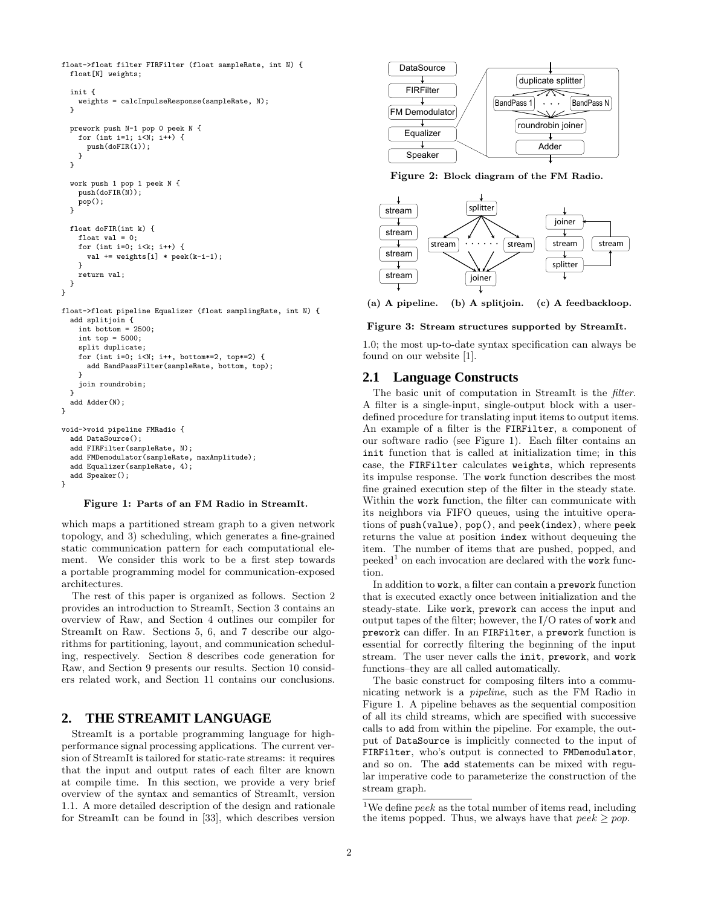```
float->float filter FIRFilter (float sampleRate, int N) {
  float[N] weights;

  init {
    weights = calcImpulseResponse(sampleRate, N);
  }

  prework push N-1 pop 0 peek N {
    for (int i=1; i<N; i++) {
      push(doFIR(i));
    }
  }

  work push 1 pop 1 peek N {
    push(doFIR(N));
    pop();
  }

  float doFIR(int k) {
    float val = 0;
    for (int i=0; i<k; i++) {
      val += weights[i] * peek(k-i-1);
    }
    return val;
  }
}

float->float pipeline Equalizer (float samplingRate, int N) {
  add splitjoin {
    int bottom = 2500;
    int top = 5000;
    split duplicate;
    for (int i=0; i<N; i++, bottom*=2, top*=2) {
      add BandPassFilter(sampleRate, bottom, top);
    }
    join roundrobin;
  }
  add Adder(N);
}

void->void pipeline FMRadio {
  add DataSource();
  add FIRFilter(sampleRate, N);
  add FMDemodulator(sampleRate, maxAmplitude);
  add Equalizer(sampleRate, 4);
  add Speaker();
}
```

**Figure 1: Parts of an FM Radio in StreamIt.**

which maps a partitioned stream graph to a given network topology, and 3) scheduling, which generates a fine-grained static communication pattern for each computational element. We consider this work to be a first step towards a portable programming model for communication-exposed architectures.

The rest of this paper is organized as follows. Section 2 provides an introduction to StreamIt, Section 3 contains an overview of Raw, and Section 4 outlines our compiler for StreamIt on Raw. Sections 5, 6, and 7 describe our algorithms for partitioning, layout, and communication scheduling, respectively. Section 8 describes code generation for Raw, and Section 9 presents our results. Section 10 considers related work, and Section 11 contains our conclusions.

## 2. THE STREAMIT LANGUAGE

StreamIt is a portable programming language for high-performance signal processing applications. The current version of StreamIt is tailored for static-rate streams: it requires that the input and output rates of each filter are known at compile time. In this section, we provide a very brief overview of the syntax and semantics of StreamIt, version 1.1. A more detailed description of the design and rationale for StreamIt can be found in [33], which describes version 1.0; the most up-to-date syntax specification can always be found on our website [1].

**Figure 2: Block diagram of the FM Radio.**

(a) A pipeline. (b) A splitjoin. (c) A feedbackloop.

**Figure 3: Stream structures supported by StreamIt.**

### 2.1 Language Constructs

The basic unit of computation in StreamIt is the *filter*. A filter is a single-input, single-output block with a user-defined procedure for translating input items to output items. An example of a filter is the `FIRFilter`, a component of our software radio (see Figure 1). Each filter contains an `init` function that is called at initialization time; in this case, the `FIRFilter` calculates `weights`, which represents its impulse response. The `work` function describes the most fine grained execution step of the filter in the steady state. Within the `work` function, the filter can communicate with its neighbors via FIFO queues, using the intuitive operations of `push(value)`, `pop()`, and `peek(index)`, where `peek` returns the value at position `index` without dequeuing the item. The number of items that are pushed, popped, and peeked[1] on each invocation are declared with the `work` function.

In addition to `work`, a filter can contain a `prework` function that is executed exactly once between initialization and the steady-state. Like `work`, `prework` can access the input and output tapes of the filter; however, the I/O rates of `work` and `prework` can differ. In an `FIRFilter`, a `prework` function is essential for correctly filtering the beginning of the input stream. The user never calls the `init`, `prework`, and `work` functions–they are all called automatically.

The basic construct for composing filters into a communicating network is a *pipeline*, such as the FM Radio in Figure 1. A pipeline behaves as the sequential composition of all its child streams, which are specified with successive calls to `add` from within the pipeline. For example, the output of `DataSource` is implicitly connected to the input of `FIRFilter`, who's output is connected to `FMDemodulator`, and so on. The `add` statements can be mixed with regular imperative code to parameterize the construction of the stream graph.

[1] We define *peek* as the total number of items read, including the items popped. Thus, we always have that $peek \geq pop$.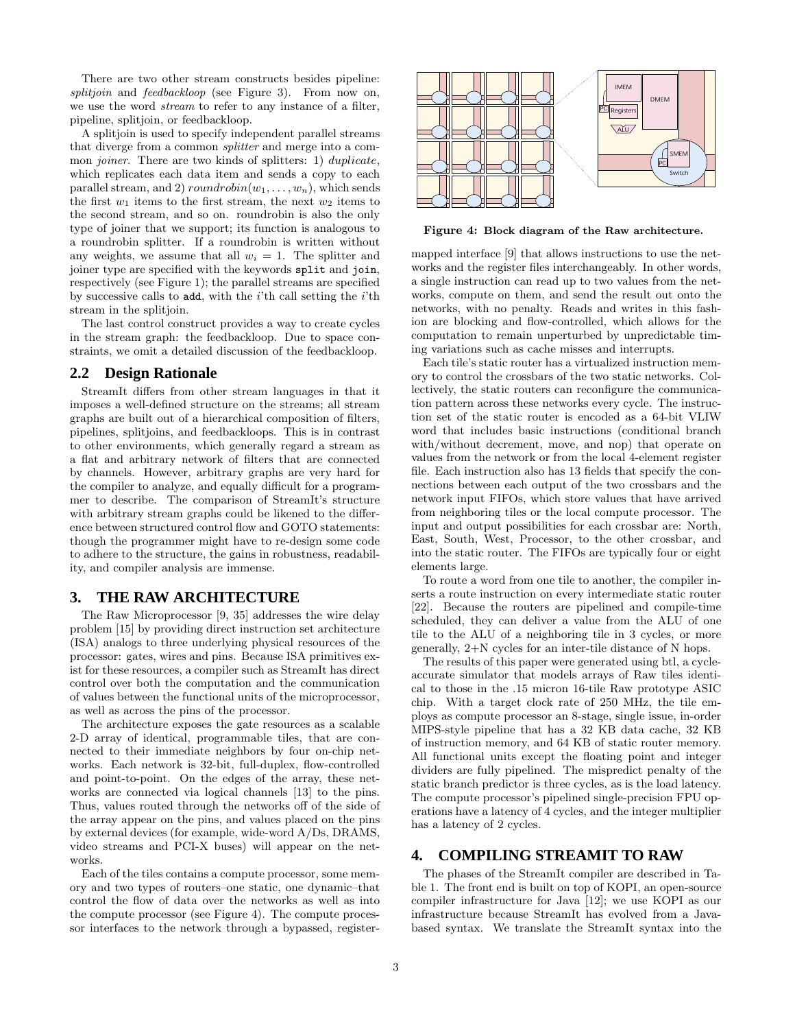There are two other stream constructs besides pipeline: *splitjoin* and *feedbackloop* (see Figure 3). From now on, we use the word *stream* to refer to any instance of a filter, pipeline, splitjoin, or feedbackloop.

A splitjoin is used to specify independent parallel streams that diverge from a common *splitter* and merge into a common *joiner*. There are two kinds of splitters: 1) *duplicate*, which replicates each data item and sends a copy to each parallel stream, and 2) $roundrobin(w_1, \ldots, w_n)$, which sends the first $w_1$ items to the first stream, the next $w_2$ items to the second stream, and so on. roundrobin is also the only type of joiner that we support; its function is analogous to a roundrobin splitter. If a roundrobin is written without any weights, we assume that all $w_i = 1$. The splitter and joiner type are specified with the keywords `split` and `join`, respectively (see Figure 1); the parallel streams are specified by successive calls to `add`, with the $i$'th call setting the $i$'th stream in the splitjoin.

The last control construct provides a way to create cycles in the stream graph: the feedbackloop. Due to space constraints, we omit a detailed discussion of the feedbackloop.

## 2.2 Design Rationale

StreamIt differs from other stream languages in that it imposes a well-defined structure on the streams; all stream graphs are built out of a hierarchical composition of filters, pipelines, splitjoins, and feedbackloops. This is in contrast to other environments, which generally regard a stream as a flat and arbitrary network of filters that are connected by channels. However, arbitrary graphs are very hard for the compiler to analyze, and equally difficult for a programmer to describe. The comparison of StreamIt's structure with arbitrary stream graphs could be likened to the difference between structured control flow and GOTO statements: though the programmer might have to re-design some code to adhere to the structure, the gains in robustness, readability, and compiler analysis are immense.

# 3. THE RAW ARCHITECTURE

The Raw Microprocessor [9, 35] addresses the wire delay problem [15] by providing direct instruction set architecture (ISA) analogs to three underlying physical resources of the processor: gates, wires and pins. Because ISA primitives exist for these resources, a compiler such as StreamIt has direct control over both the computation and the communication of values between the functional units of the microprocessor, as well as across the pins of the processor.

The architecture exposes the gate resources as a scalable 2-D array of identical, programmable tiles, that are connected to their immediate neighbors by four on-chip networks. Each network is 32-bit, full-duplex, flow-controlled and point-to-point. On the edges of the array, these networks are connected via logical channels [13] to the pins. Thus, values routed through the networks off of the side of the array appear on the pins, and values placed on the pins by external devices (for example, wide-word A/Ds, DRAMS, video streams and PCI-X buses) will appear on the networks.

Each of the tiles contains a compute processor, some memory and two types of routers–one static, one dynamic–that control the flow of data over the networks as well as into the compute processor (see Figure 4). The compute processor interfaces to the network through a bypassed, register-mapped interface [9] that allows instructions to use the networks and the register files interchangeably. In other words, a single instruction can read up to two values from the networks, compute on them, and send the result out onto the networks, with no penalty. Reads and writes in this fashion are blocking and flow-controlled, which allows for the computation to remain unperturbed by unpredictable timing variations such as cache misses and interrupts.

**Figure 4: Block diagram of the Raw architecture.**

Each tile's static router has a virtualized instruction memory to control the crossbars of the two static networks. Collectively, the static routers can reconfigure the communication pattern across these networks every cycle. The instruction set of the static router is encoded as a 64-bit VLIW word that includes basic instructions (conditional branch with/without decrement, move, and nop) that operate on values from the network or from the local 4-element register file. Each instruction also has 13 fields that specify the connections between each output of the two crossbars and the network input FIFOs, which store values that have arrived from neighboring tiles or the local compute processor. The input and output possibilities for each crossbar are: North, East, South, West, Processor, to the other crossbar, and into the static router. The FIFOs are typically four or eight elements large.

To route a word from one tile to another, the compiler inserts a route instruction on every intermediate static router [22]. Because the routers are pipelined and compile-time scheduled, they can deliver a value from the ALU of one tile to the ALU of a neighboring tile in 3 cycles, or more generally, 2+N cycles for an inter-tile distance of N hops.

The results of this paper were generated using btl, a cycle-accurate simulator that models arrays of Raw tiles identical to those in the .15 micron 16-tile Raw prototype ASIC chip. With a target clock rate of 250 MHz, the tile employs as compute processor an 8-stage, single issue, in-order MIPS-style pipeline that has a 32 KB data cache, 32 KB of instruction memory, and 64 KB of static router memory. All functional units except the floating point and integer dividers are fully pipelined. The mispredict penalty of the static branch predictor is three cycles, as is the load latency. The compute processor's pipelined single-precision FPU operations have a latency of 4 cycles, and the integer multiplier has a latency of 2 cycles.

# 4. COMPILING STREAMIT TO RAW

The phases of the StreamIt compiler are described in Table 1. The front end is built on top of KOPI, an open-source compiler infrastructure for Java [12]; we use KOPI as our infrastructure because StreamIt has evolved from a Java-based syntax. We translate the StreamIt syntax into the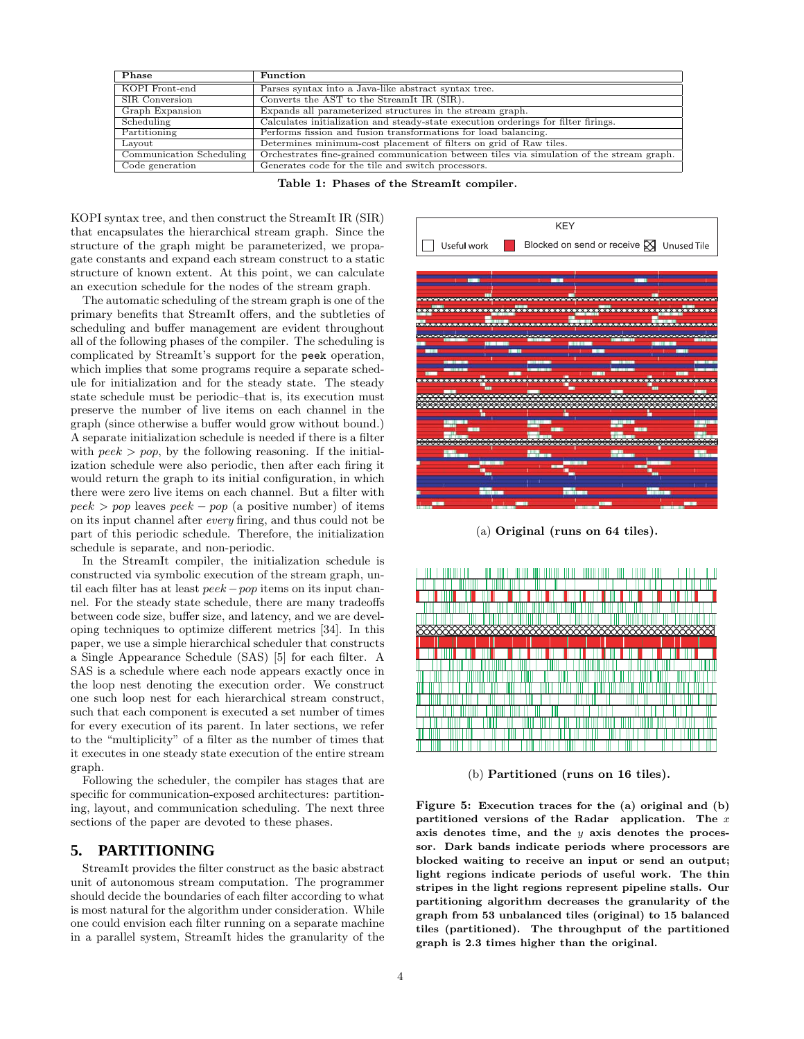| Phase | Function |
|---|---|
| KOPI Front-end | Parses syntax into a Java-like abstract syntax tree. |
| SIR Conversion | Converts the AST to the StreamIt IR (SIR). |
| Graph Expansion | Expands all parameterized structures in the stream graph. |
| Scheduling | Calculates initialization and steady-state execution orderings for filter firings. |
| Partitioning | Performs fission and fusion transformations for load balancing. |
| Layout | Determines minimum-cost placement of filters on grid of Raw tiles. |
| Communication Scheduling | Orchestrates fine-grained communication between tiles via simulation of the stream graph. |
| Code generation | Generates code for the tile and switch processors. |

**Table 1: Phases of the StreamIt compiler.**

KOPI syntax tree, and then construct the StreamIt IR (SIR) that encapsulates the hierarchical stream graph. Since the structure of the graph might be parameterized, we propagate constants and expand each stream construct to a static structure of known extent. At this point, we can calculate an execution schedule for the nodes of the stream graph.

The automatic scheduling of the stream graph is one of the primary benefits that StreamIt offers, and the subtleties of scheduling and buffer management are evident throughout all of the following phases of the compiler. The scheduling is complicated by StreamIt's support for the `peek` operation, which implies that some programs require a separate schedule for initialization and for the steady state. The steady state schedule must be periodic–that is, its execution must preserve the number of live items on each channel in the graph (since otherwise a buffer would grow without bound.) A separate initialization schedule is needed if there is a filter with $peek > pop$, by the following reasoning. If the initialization schedule were also periodic, then after each firing it would return the graph to its initial configuration, in which there were zero live items on each channel. But a filter with $peek > pop$ leaves $peek - pop$ (a positive number) of items on its input channel after *every* firing, and thus could not be part of this periodic schedule. Therefore, the initialization schedule is separate, and non-periodic.

In the StreamIt compiler, the initialization schedule is constructed via symbolic execution of the stream graph, until each filter has at least $peek - pop$ items on its input channel. For the steady state schedule, there are many tradeoffs between code size, buffer size, and latency, and we are developing techniques to optimize different metrics [34]. In this paper, we use a simple hierarchical scheduler that constructs a Single Appearance Schedule (SAS) [5] for each filter. A SAS is a schedule where each node appears exactly once in the loop nest denoting the execution order. We construct one such loop nest for each hierarchical stream construct, such that each component is executed a set number of times for every execution of its parent. In later sections, we refer to the "multiplicity" of a filter as the number of times that it executes in one steady state execution of the entire stream graph.

Following the scheduler, the compiler has stages that are specific for communication-exposed architectures: partitioning, layout, and communication scheduling. The next three sections of the paper are devoted to these phases.

## 5. PARTITIONING

StreamIt provides the filter construct as the basic abstract unit of autonomous stream computation. The programmer should decide the boundaries of each filter according to what is most natural for the algorithm under consideration. While one could envision each filter running on a separate machine in a parallel system, StreamIt hides the granularity of the

KEY: Useful work | Blocked on send or receive | Unused Tile

(a) **Original (runs on 64 tiles).**

(b) **Partitioned (runs on 16 tiles).**

**Figure 5: Execution traces for the (a) original and (b) partitioned versions of the Radar application. The $x$ axis denotes time, and the $y$ axis denotes the processor. Dark bands indicate periods where processors are blocked waiting to receive an input or send an output; light regions indicate periods of useful work. The thin stripes in the light regions represent pipeline stalls. Our partitioning algorithm decreases the granularity of the graph from 53 unbalanced tiles (original) to 15 balanced tiles (partitioned). The throughput of the partitioned graph is 2.3 times higher than the original.**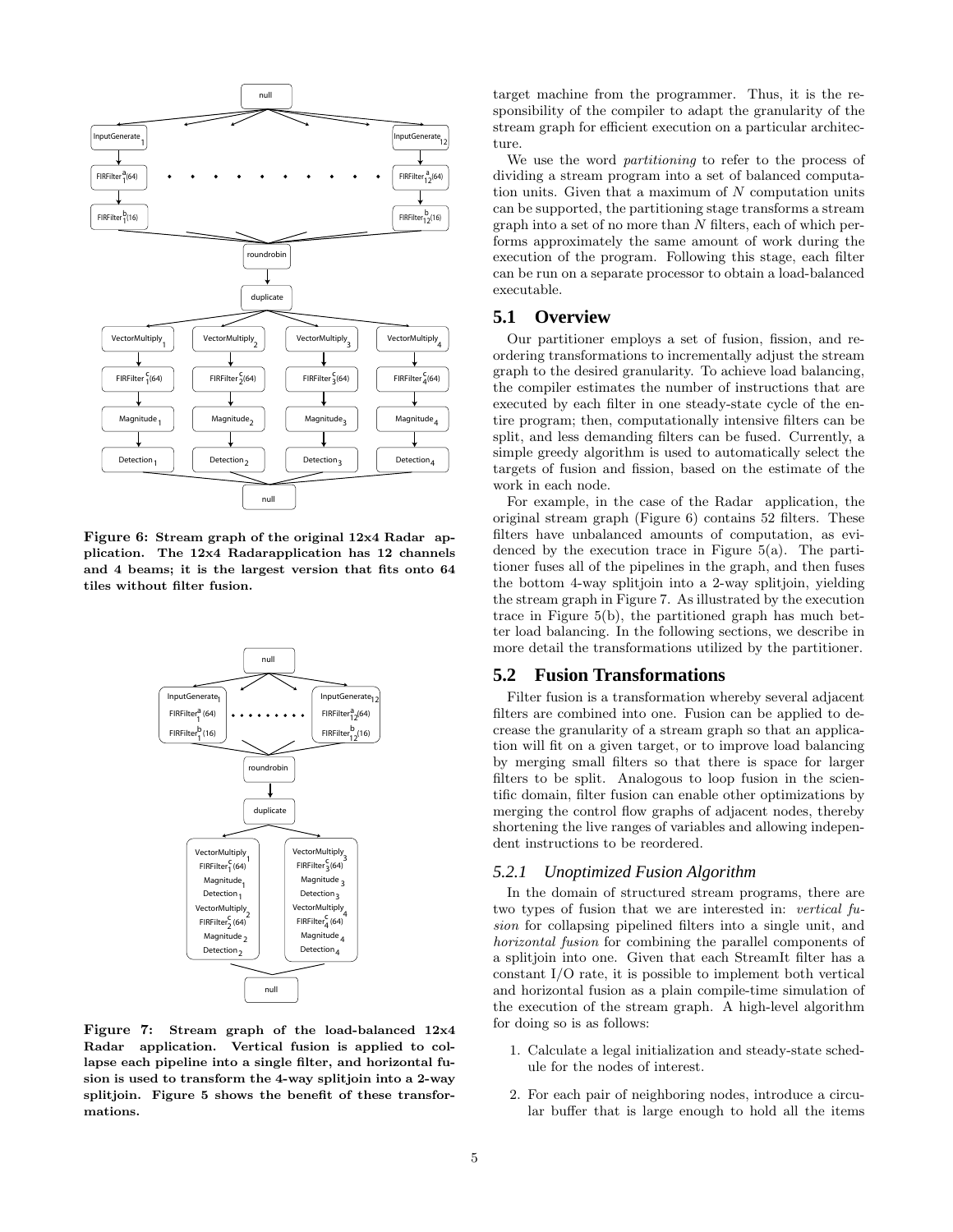Figure 6: Stream graph of the original 12x4 Radar application. The 12x4 Radarapplication has 12 channels and 4 beams; it is the largest version that fits onto 64 tiles without filter fusion.

Figure 7: Stream graph of the load-balanced 12x4 Radar application. Vertical fusion is applied to collapse each pipeline into a single filter, and horizontal fusion is used to transform the 4-way splitjoin into a 2-way splitjoin. Figure 5 shows the benefit of these transformations.

target machine from the programmer. Thus, it is the responsibility of the compiler to adapt the granularity of the stream graph for efficient execution on a particular architecture.

We use the word *partitioning* to refer to the process of dividing a stream program into a set of balanced computation units. Given that a maximum of $N$ computation units can be supported, the partitioning stage transforms a stream graph into a set of no more than $N$ filters, each of which performs approximately the same amount of work during the execution of the program. Following this stage, each filter can be run on a separate processor to obtain a load-balanced executable.

## 5.1 Overview

Our partitioner employs a set of fusion, fission, and reordering transformations to incrementally adjust the stream graph to the desired granularity. To achieve load balancing, the compiler estimates the number of instructions that are executed by each filter in one steady-state cycle of the entire program; then, computationally intensive filters can be split, and less demanding filters can be fused. Currently, a simple greedy algorithm is used to automatically select the targets of fusion and fission, based on the estimate of the work in each node.

For example, in the case of the Radar application, the original stream graph (Figure 6) contains 52 filters. These filters have unbalanced amounts of computation, as evidenced by the execution trace in Figure 5(a). The partitioner fuses all of the pipelines in the graph, and then fuses the bottom 4-way splitjoin into a 2-way splitjoin, yielding the stream graph in Figure 7. As illustrated by the execution trace in Figure 5(b), the partitioned graph has much better load balancing. In the following sections, we describe in more detail the transformations utilized by the partitioner.

## 5.2 Fusion Transformations

Filter fusion is a transformation whereby several adjacent filters are combined into one. Fusion can be applied to decrease the granularity of a stream graph so that an application will fit on a given target, or to improve load balancing by merging small filters so that there is space for larger filters to be split. Analogous to loop fusion in the scientific domain, filter fusion can enable other optimizations by merging the control flow graphs of adjacent nodes, thereby shortening the live ranges of variables and allowing independent instructions to be reordered.

### 5.2.1 Unoptimized Fusion Algorithm

In the domain of structured stream programs, there are two types of fusion that we are interested in: *vertical fusion* for collapsing pipelined filters into a single unit, and *horizontal fusion* for combining the parallel components of a splitjoin into one. Given that each StreamIt filter has a constant I/O rate, it is possible to implement both vertical and horizontal fusion as a plain compile-time simulation of the execution of the stream graph. A high-level algorithm for doing so is as follows:

1. Calculate a legal initialization and steady-state schedule for the nodes of interest.
2. For each pair of neighboring nodes, introduce a circular buffer that is large enough to hold all the items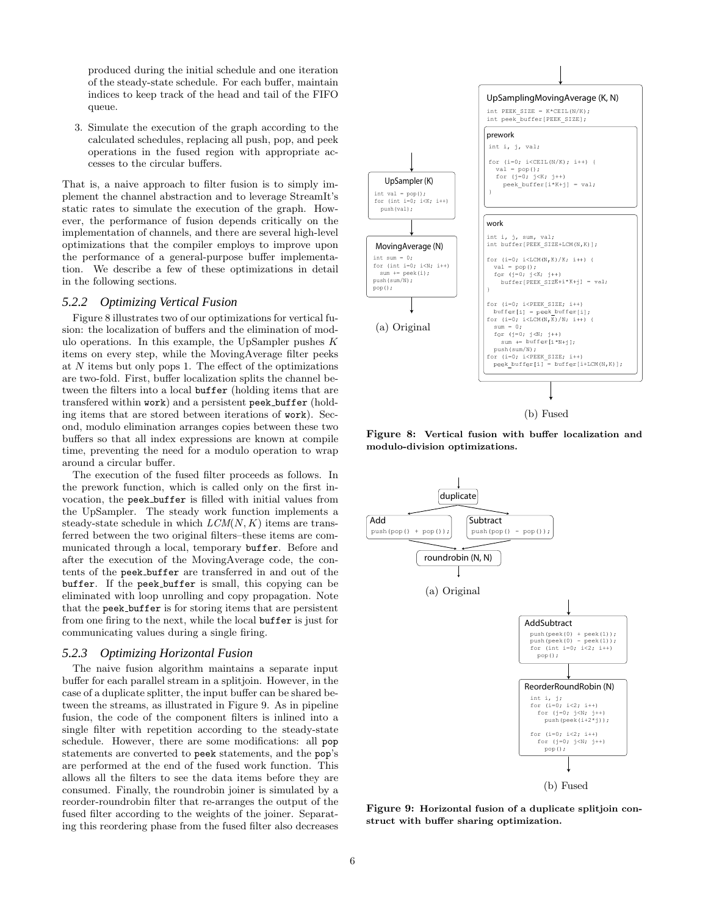produced during the initial schedule and one iteration of the steady-state schedule. For each buffer, maintain indices to keep track of the head and tail of the FIFO queue.

3. Simulate the execution of the graph according to the calculated schedules, replacing all push, pop, and peek operations in the fused region with appropriate accesses to the circular buffers.

That is, a naive approach to filter fusion is to simply implement the channel abstraction and to leverage StreamIt's static rates to simulate the execution of the graph. However, the performance of fusion depends critically on the implementation of channels, and there are several high-level optimizations that the compiler employs to improve upon the performance of a general-purpose buffer implementation. We describe a few of these optimizations in detail in the following sections.

### 5.2.2 Optimizing Vertical Fusion

Figure 8 illustrates two of our optimizations for vertical fusion: the localization of buffers and the elimination of modulo operations. In this example, the UpSampler pushes $K$ items on every step, while the MovingAverage filter peeks at $N$ items but only pops 1. The effect of the optimizations are two-fold. First, buffer localization splits the channel between the filters into a local `buffer` (holding items that are transfered within `work`) and a persistent `peek_buffer` (holding items that are stored between iterations of `work`). Second, modulo elimination arranges copies between these two buffers so that all index expressions are known at compile time, preventing the need for a modulo operation to wrap around a circular buffer.

The execution of the fused filter proceeds as follows. In the prework function, which is called only on the first invocation, the `peek_buffer` is filled with initial values from the UpSampler. The steady work function implements a steady-state schedule in which $LCM(N, K)$ items are transferred between the two original filters–these items are communicated through a local, temporary `buffer`. Before and after the execution of the MovingAverage code, the contents of the `peek_buffer` are transferred in and out of the `buffer`. If the `peek_buffer` is small, this copying can be eliminated with loop unrolling and copy propagation. Note that the `peek_buffer` is for storing items that are persistent from one firing to the next, while the local `buffer` is just for communicating values during a single firing.

### 5.2.3 Optimizing Horizontal Fusion

The naive fusion algorithm maintains a separate input buffer for each parallel stream in a splitjoin. However, in the case of a duplicate splitter, the input buffer can be shared between the streams, as illustrated in Figure 9. As in pipeline fusion, the code of the component filters is inlined into a single filter with repetition according to the steady-state schedule. However, there are some modifications: all `pop` statements are converted to `peek` statements, and the `pop`'s are performed at the end of the fused work function. This allows all the filters to see the data items before they are consumed. Finally, the roundrobin joiner is simulated by a reorder-roundrobin filter that re-arranges the output of the fused filter according to the weights of the joiner. Separating this reordering phase from the fused filter also decreases

UpSampler (K)
```
int val = pop();
for (int i=0; i<K; i++)
  push(val);
```

MovingAverage (N)
```
int sum = 0;
for (int i=0; i<N; i++)
  sum += peek(i);
push(sum/N);
pop();
```

(a) Original

UpSamplingMovingAverage (K, N)
```
int PEEK_SIZE = K*CEIL(N/K);
int peek_buffer[PEEK_SIZE];
```

prework
```
int i, j, val;

for (i=0; i<CEIL(N/K); i++) {
  val = pop();
  for (j=0; j<K; j++)
    peek_buffer[i*K+j] = val;
}
```

work
```
int i, j, sum, val;
int buffer[PEEK_SIZE+LCM(N,K)];

for (i=0; i<LCM(N,K)/K; i++) {
  val = pop();
  for (j=0; j<K; j++)
    buffer[PEEK_SIZE+i*K+j] = val;
}

for (i=0; i<PEEK_SIZE; i++)
  buffer[i] = peek_buffer[i];
for (i=0; i<LCM(N,K)/N; i++) {
  sum = 0;
  for (j=0; j<N; j++)
    sum += buffer[i*N+j];
  push(sum/N);
for (i=0; i<PEEK_SIZE; i++)
  peek_buffer[i] = buffer[i+LCM(N,K)];
```

(b) Fused

**Figure 8: Vertical fusion with buffer localization and modulo-division optimizations.**

duplicate

Add
```
push(pop() + pop());
```

Subtract
```
push(pop() - pop());
```

roundrobin (N, N)

(a) Original

AddSubtract
```
push(peek(0) + peek(1));
push(peek(0) - peek(1));
for (int i=0; i<2; i++)
  pop();
```

ReorderRoundRobin (N)
```
int i, j;
for (i=0; i<2; i++)
  for (j=0; j<N; j++)
    push(peek(i+2*j));

for (i=0; i<2; i++)
  for (j=0; j<N; j++)
    pop();
```

(b) Fused

**Figure 9: Horizontal fusion of a duplicate splitjoin construct with buffer sharing optimization.**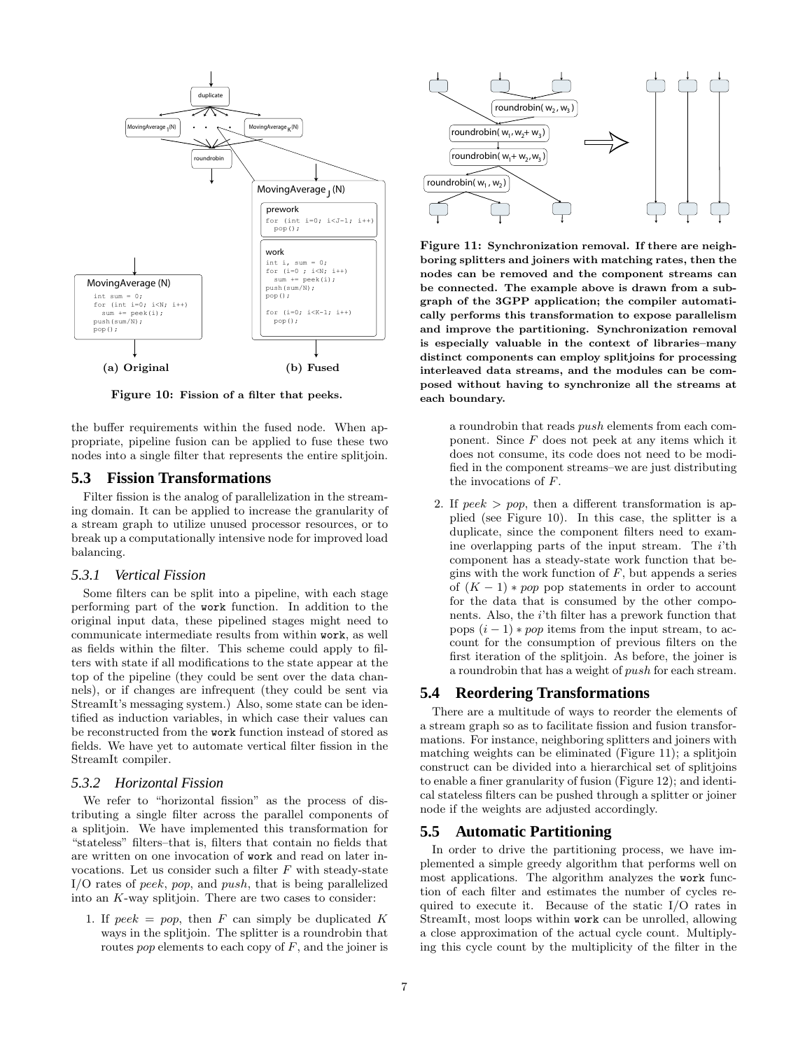the buffer requirements within the fused node. When appropriate, pipeline fusion can be applied to fuse these two nodes into a single filter that represents the entire splitjoin.

## 5.3 Fission Transformations

Filter fission is the analog of parallelization in the streaming domain. It can be applied to increase the granularity of a stream graph to utilize unused processor resources, or to break up a computationally intensive node for improved load balancing.

### 5.3.1 Vertical Fission

Some filters can be split into a pipeline, with each stage performing part of the `work` function. In addition to the original input data, these pipelined stages might need to communicate intermediate results from within `work`, as well as fields within the filter. This scheme could apply to filters with state if all modifications to the state appear at the top of the pipeline (they could be sent over the data channels), or if changes are infrequent (they could be sent via StreamIt's messaging system.) Also, some state can be identified as induction variables, in which case their values can be reconstructed from the `work` function instead of stored as fields. We have yet to automate vertical filter fission in the StreamIt compiler.

### 5.3.2 Horizontal Fission

We refer to "horizontal fission" as the process of distributing a single filter across the parallel components of a splitjoin. We have implemented this transformation for "stateless" filters–that is, filters that contain no fields that are written on one invocation of `work` and read on later invocations. Let us consider such a filter $F$ with steady-state I/O rates of *peek*, *pop*, and *push*, that is being parallelized into an $K$-way splitjoin. There are two cases to consider:

1. If $peek = pop$, then $F$ can simply be duplicated $K$ ways in the splitjoin. The splitter is a roundrobin that routes *pop* elements to each copy of $F$, and the joiner is a roundrobin that reads *push* elements from each component. Since $F$ does not peek at any items which it does not consume, its code does not need to be modified in the component streams–we are just distributing the invocations of $F$.

2. If $peek > pop$, then a different transformation is applied (see Figure 10). In this case, the splitter is a duplicate, since the component filters need to examine overlapping parts of the input stream. The $i$'th component has a steady-state work function that begins with the work function of $F$, but appends a series of $(K - 1) * pop$ pop statements in order to account for the data that is consumed by the other components. Also, the $i$'th filter has a prework function that pops $(i - 1) * pop$ items from the input stream, to account for the consumption of previous filters on the first iteration of the splitjoin. As before, the joiner is a roundrobin that has a weight of *push* for each stream.

MovingAverage (N)
```
int sum = 0;
for (int i=0; i<N; i++)
  sum += peek(i);
push(sum/N);
pop();
```

MovingAverage_J (N)

prework
```
for (int i=0; i<J-1; i++)
  pop();
```

work
```
int i, sum = 0;
for (i=0 ; i<N; i++)
  sum += peek(i);
push(sum/N);
pop();

for (i=0; i<K-1; i++)
  pop();
```

(a) Original (b) Fused

**Figure 10: Fission of a filter that peeks.**

**Figure 11: Synchronization removal. If there are neighboring splitters and joiners with matching rates, then the nodes can be removed and the component streams can be connected. The example above is drawn from a subgraph of the 3GPP application; the compiler automatically performs this transformation to expose parallelism and improve the partitioning. Synchronization removal is especially valuable in the context of libraries–many distinct components can employ splitjoins for processing interleaved data streams, and the modules can be composed without having to synchronize all the streams at each boundary.**

## 5.4 Reordering Transformations

There are a multitude of ways to reorder the elements of a stream graph so as to facilitate fission and fusion transformations. For instance, neighboring splitters and joiners with matching weights can be eliminated (Figure 11); a splitjoin construct can be divided into a hierarchical set of splitjoins to enable a finer granularity of fusion (Figure 12); and identical stateless filters can be pushed through a splitter or joiner node if the weights are adjusted accordingly.

## 5.5 Automatic Partitioning

In order to drive the partitioning process, we have implemented a simple greedy algorithm that performs well on most applications. The algorithm analyzes the `work` function of each filter and estimates the number of cycles required to execute it. Because of the static I/O rates in StreamIt, most loops within `work` can be unrolled, allowing a close approximation of the actual cycle count. Multiplying this cycle count by the multiplicity of the filter in the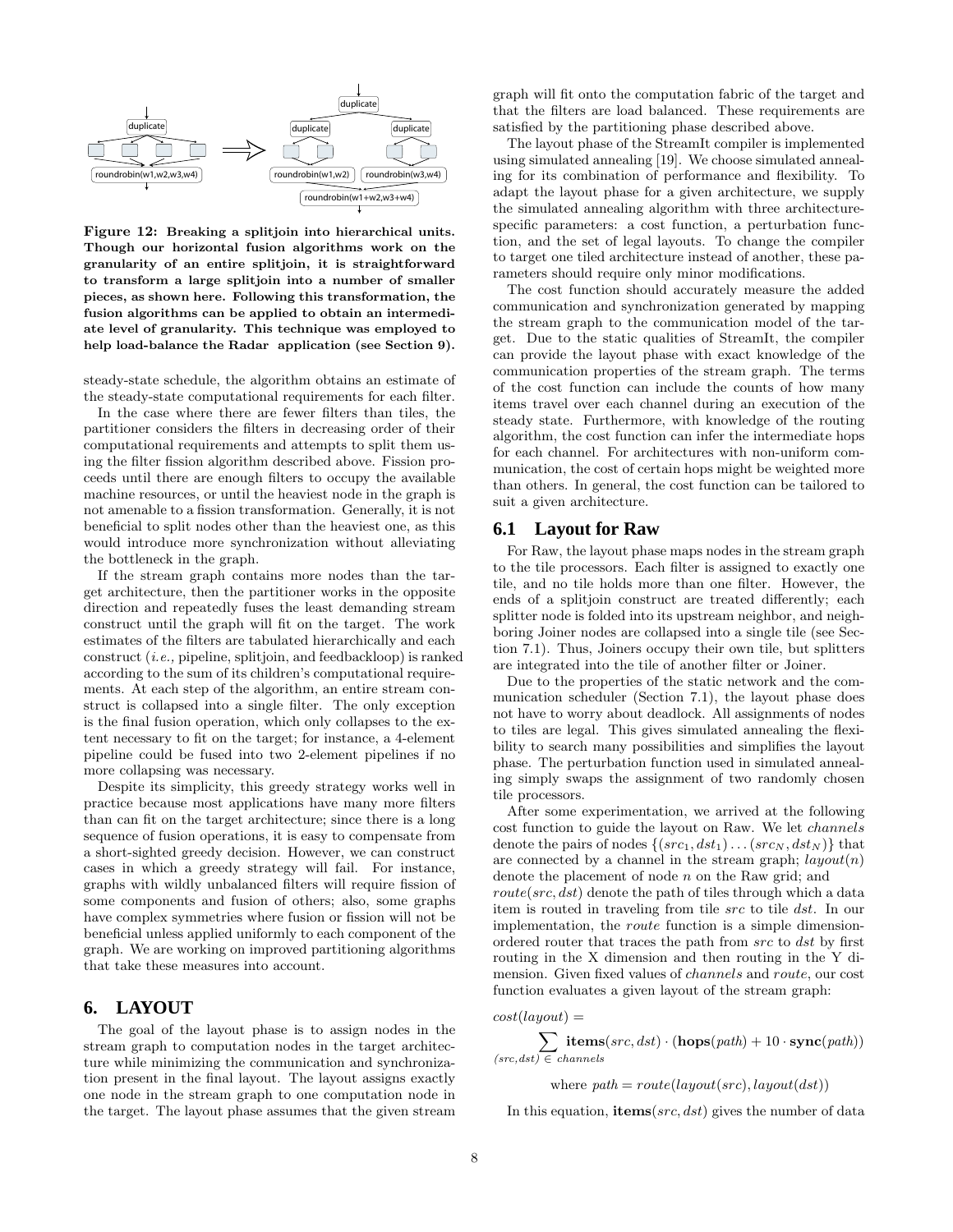duplicate

roundrobin(w1,w2,w3,w4)

duplicate

duplicate

duplicate

roundrobin(w1,w2)

roundrobin(w3,w4)

roundrobin(w1+w2,w3+w4)

**Figure 12: Breaking a splitjoin into hierarchical units. Though our horizontal fusion algorithms work on the granularity of an entire splitjoin, it is straightforward to transform a large splitjoin into a number of smaller pieces, as shown here. Following this transformation, the fusion algorithms can be applied to obtain an intermediate level of granularity. This technique was employed to help load-balance the Radar application (see Section 9).**

steady-state schedule, the algorithm obtains an estimate of the steady-state computational requirements for each filter.

In the case where there are fewer filters than tiles, the partitioner considers the filters in decreasing order of their computational requirements and attempts to split them using the filter fission algorithm described above. Fission proceeds until there are enough filters to occupy the available machine resources, or until the heaviest node in the graph is not amenable to a fission transformation. Generally, it is not beneficial to split nodes other than the heaviest one, as this would introduce more synchronization without alleviating the bottleneck in the graph.

If the stream graph contains more nodes than the target architecture, then the partitioner works in the opposite direction and repeatedly fuses the least demanding stream construct until the graph will fit on the target. The work estimates of the filters are tabulated hierarchically and each construct (*i.e.,* pipeline, splitjoin, and feedbackloop) is ranked according to the sum of its children's computational requirements. At each step of the algorithm, an entire stream construct is collapsed into a single filter. The only exception is the final fusion operation, which only collapses to the extent necessary to fit on the target; for instance, a 4-element pipeline could be fused into two 2-element pipelines if no more collapsing was necessary.

Despite its simplicity, this greedy strategy works well in practice because most applications have many more filters than can fit on the target architecture; since there is a long sequence of fusion operations, it is easy to compensate from a short-sighted greedy decision. However, we can construct cases in which a greedy strategy will fail. For instance, graphs with wildly unbalanced filters will require fission of some components and fusion of others; also, some graphs have complex symmetries where fusion or fission will not be beneficial unless applied uniformly to each component of the graph. We are working on improved partitioning algorithms that take these measures into account.

## 6. LAYOUT

The goal of the layout phase is to assign nodes in the stream graph to computation nodes in the target architecture while minimizing the communication and synchronization present in the final layout. The layout assigns exactly one node in the stream graph to one computation node in the target. The layout phase assumes that the given stream graph will fit onto the computation fabric of the target and that the filters are load balanced. These requirements are satisfied by the partitioning phase described above.

The layout phase of the StreamIt compiler is implemented using simulated annealing [19]. We choose simulated annealing for its combination of performance and flexibility. To adapt the layout phase for a given architecture, we supply the simulated annealing algorithm with three architecture-specific parameters: a cost function, a perturbation function, and the set of legal layouts. To change the compiler to target one tiled architecture instead of another, these parameters should require only minor modifications.

The cost function should accurately measure the added communication and synchronization generated by mapping the stream graph to the communication model of the target. Due to the static qualities of StreamIt, the compiler can provide the layout phase with exact knowledge of the communication properties of the stream graph. The terms of the cost function can include the counts of how many items travel over each channel during an execution of the steady state. Furthermore, with knowledge of the routing algorithm, the cost function can infer the intermediate hops for each channel. For architectures with non-uniform communication, the cost of certain hops might be weighted more than others. In general, the cost function can be tailored to suit a given architecture.

### 6.1 Layout for Raw

For Raw, the layout phase maps nodes in the stream graph to the tile processors. Each filter is assigned to exactly one tile, and no tile holds more than one filter. However, the ends of a splitjoin construct are treated differently; each splitter node is folded into its upstream neighbor, and neighboring Joiner nodes are collapsed into a single tile (see Section 7.1). Thus, Joiners occupy their own tile, but splitters are integrated into the tile of another filter or Joiner.

Due to the properties of the static network and the communication scheduler (Section 7.1), the layout phase does not have to worry about deadlock. All assignments of nodes to tiles are legal. This gives simulated annealing the flexibility to search many possibilities and simplifies the layout phase. The perturbation function used in simulated annealing simply swaps the assignment of two randomly chosen tile processors.

After some experimentation, we arrived at the following cost function to guide the layout on Raw. We let *channels* denote the pairs of nodes $\{(src_1, dst_1) \ldots (src_N, dst_N)\}$ that are connected by a channel in the stream graph; $layout(n)$ denote the placement of node $n$ on the Raw grid; and $route(src, dst)$ denote the path of tiles through which a data item is routed in traveling from tile $src$ to tile $dst$. In our implementation, the $route$ function is a simple dimension-ordered router that traces the path from $src$ to $dst$ by first routing in the X dimension and then routing in the Y dimension. Given fixed values of $channels$ and $route$, our cost function evaluates a given layout of the stream graph:

$$cost(layout) = \sum_{(src,dst) \in channels} \mathbf{items}(src, dst) \cdot (\mathbf{hops}(path) + 10 \cdot \mathbf{sync}(path))$$

$$\text{where } path = route(layout(src), layout(dst))$$

In this equation, $\mathbf{items}(src, dst)$ gives the number of data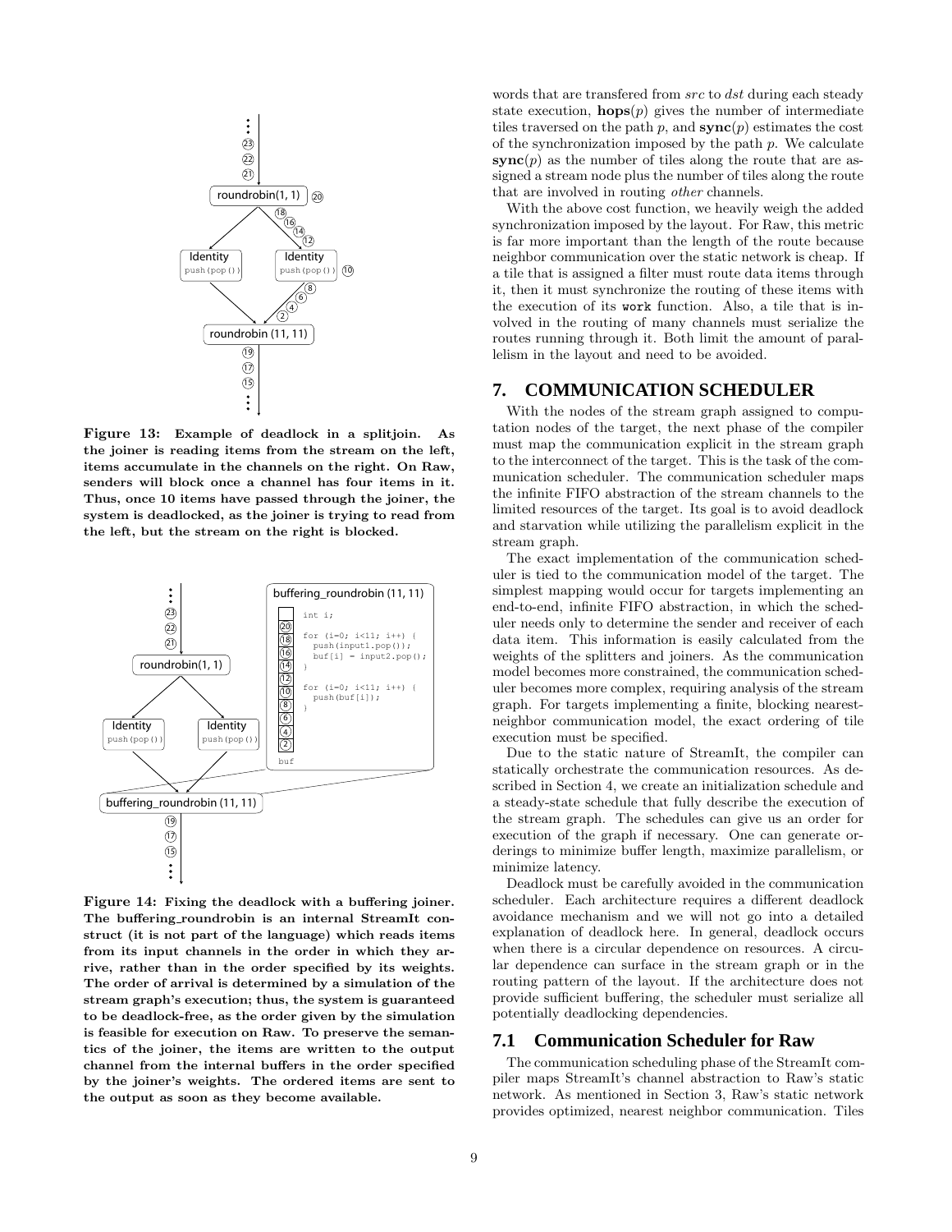⋮
23
22
21
roundrobin(1, 1)
20
18
16
14
12
Identity
push(pop())
Identity
push(pop())
10
8
6
4
2
roundrobin (11, 11)
19
17
15
⋮

**Figure 13: Example of deadlock in a splitjoin. As the joiner is reading items from the stream on the left, items accumulate in the channels on the right. On Raw, senders will block once a channel has four items in it. Thus, once 10 items have passed through the joiner, the system is deadlocked, as the joiner is trying to read from the left, but the stream on the right is blocked.**

⋮
23
22
21
roundrobin(1, 1)
Identity
push(pop())
Identity
push(pop())
buffering_roundrobin (11, 11)
19
17
15
⋮

buffering_roundrobin (11, 11)

```
int i;

for (i=0; i<11; i++) {
  push(input1.pop());
  buf[i] = input2.pop();
}

for (i=0; i<11; i++) {
  push(buf[i]);
}
```

20
18
16
14
12
10
8
6
4
2
buf

**Figure 14: Fixing the deadlock with a buffering joiner. The buffering_roundrobin is an internal StreamIt construct (it is not part of the language) which reads items from its input channels in the order in which they arrive, rather than in the order specified by its weights. The order of arrival is determined by a simulation of the stream graph's execution; thus, the system is guaranteed to be deadlock-free, as the order given by the simulation is feasible for execution on Raw. To preserve the semantics of the joiner, the items are written to the output channel from the internal buffers in the order specified by the joiner's weights. The ordered items are sent to the output as soon as they become available.**

words that are transfered from *src* to *dst* during each steady state execution, **hops**($p$) gives the number of intermediate tiles traversed on the path $p$, and **sync**($p$) estimates the cost of the synchronization imposed by the path $p$. We calculate **sync**($p$) as the number of tiles along the route that are assigned a stream node plus the number of tiles along the route that are involved in routing *other* channels.

With the above cost function, we heavily weigh the added synchronization imposed by the layout. For Raw, this metric is far more important than the length of the route because neighbor communication over the static network is cheap. If a tile that is assigned a filter must route data items through it, then it must synchronize the routing of these items with the execution of its `work` function. Also, a tile that is involved in the routing of many channels must serialize the routes running through it. Both limit the amount of parallelism in the layout and need to be avoided.

## 7. COMMUNICATION SCHEDULER

With the nodes of the stream graph assigned to computation nodes of the target, the next phase of the compiler must map the communication explicit in the stream graph to the interconnect of the target. This is the task of the communication scheduler. The communication scheduler maps the infinite FIFO abstraction of the stream channels to the limited resources of the target. Its goal is to avoid deadlock and starvation while utilizing the parallelism explicit in the stream graph.

The exact implementation of the communication scheduler is tied to the communication model of the target. The simplest mapping would occur for targets implementing an end-to-end, infinite FIFO abstraction, in which the scheduler needs only to determine the sender and receiver of each data item. This information is easily calculated from the weights of the splitters and joiners. As the communication model becomes more constrained, the communication scheduler becomes more complex, requiring analysis of the stream graph. For targets implementing a finite, blocking nearest-neighbor communication model, the exact ordering of tile execution must be specified.

Due to the static nature of StreamIt, the compiler can statically orchestrate the communication resources. As described in Section 4, we create an initialization schedule and a steady-state schedule that fully describe the execution of the stream graph. The schedules can give us an order for execution of the graph if necessary. One can generate orderings to minimize buffer length, maximize parallelism, or minimize latency.

Deadlock must be carefully avoided in the communication scheduler. Each architecture requires a different deadlock avoidance mechanism and we will not go into a detailed explanation of deadlock here. In general, deadlock occurs when there is a circular dependence on resources. A circular dependence can surface in the stream graph or in the routing pattern of the layout. If the architecture does not provide sufficient buffering, the scheduler must serialize all potentially deadlocking dependencies.

### 7.1 Communication Scheduler for Raw

The communication scheduling phase of the StreamIt compiler maps StreamIt's channel abstraction to Raw's static network. As mentioned in Section 3, Raw's static network provides optimized, nearest neighbor communication. Tiles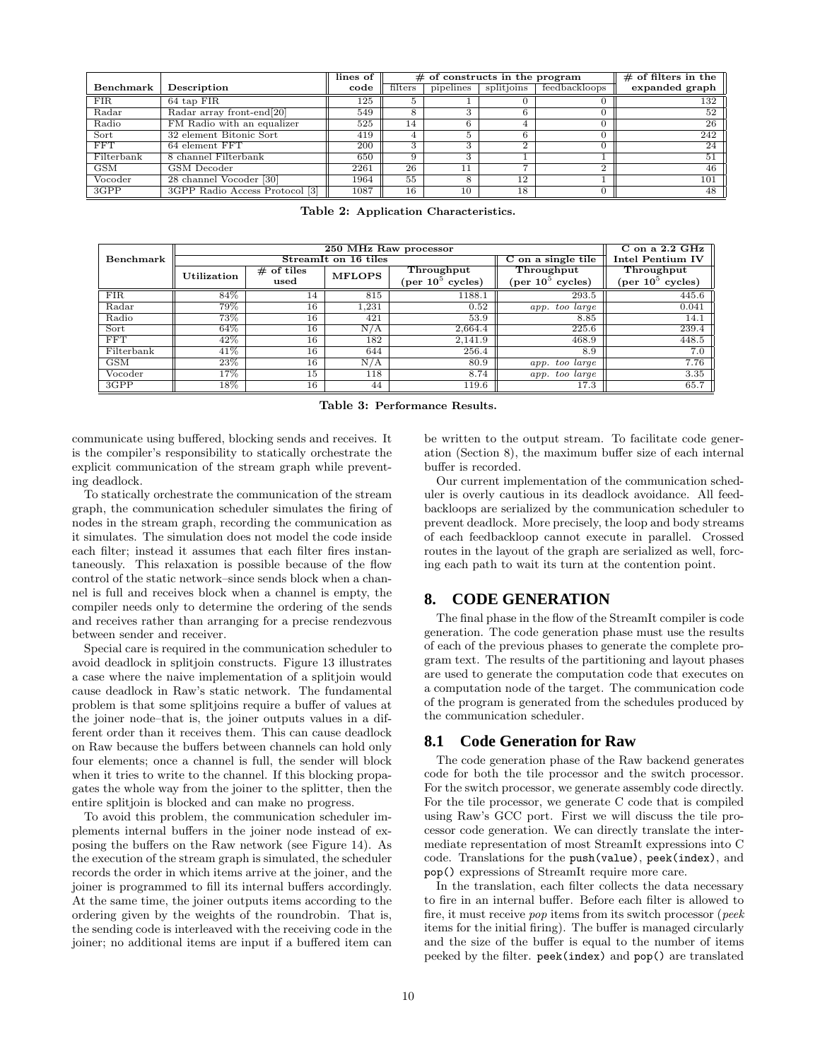| Benchmark | Description | lines of code | # of constructs in the program | | | | # of filters in the expanded graph |
|---|---|---|---|---|---|---|---|
| | | | filters | pipelines | splitjoins | feedbackloops | |
| FIR | 64 tap FIR | 125 | 5 | 1 | 0 | 0 | 132 |
| Radar | Radar array front-end[20] | 549 | 8 | 3 | 6 | 0 | 52 |
| Radio | FM Radio with an equalizer | 525 | 14 | 6 | 4 | 0 | 26 |
| Sort | 32 element Bitonic Sort | 419 | 4 | 5 | 6 | 0 | 242 |
| FFT | 64 element FFT | 200 | 3 | 3 | 2 | 0 | 24 |
| Filterbank | 8 channel Filterbank | 650 | 9 | 3 | 1 | 1 | 51 |
| GSM | GSM Decoder | 2261 | 26 | 11 | 7 | 2 | 46 |
| Vocoder | 28 channel Vocoder [30] | 1964 | 55 | 8 | 12 | 1 | 101 |
| 3GPP | 3GPP Radio Access Protocol [3] | 1087 | 16 | 10 | 18 | 0 | 48 |

**Table 2: Application Characteristics.**

| Benchmark | 250 MHz Raw processor | | | | | C on a 2.2 GHz Intel Pentium IV |
|---|---|---|---|---|---|---|
| | StreamIt on 16 tiles | | | | C on a single tile | |
| | Utilization | # of tiles used | MFLOPS | Throughput (per $10^5$ cycles) | Throughput (per $10^5$ cycles) | Throughput (per $10^5$ cycles) |
| FIR | 84% | 14 | 815 | 1188.1 | 293.5 | 445.6 |
| Radar | 79% | 16 | 1,231 | 0.52 | *app. too large* | 0.041 |
| Radio | 73% | 16 | 421 | 53.9 | 8.85 | 14.1 |
| Sort | 64% | 16 | N/A | 2,664.4 | 225.6 | 239.4 |
| FFT | 42% | 16 | 182 | 2,141.9 | 468.9 | 448.5 |
| Filterbank | 41% | 16 | 644 | 256.4 | 8.9 | 7.0 |
| GSM | 23% | 16 | N/A | 80.9 | *app. too large* | 7.76 |
| Vocoder | 17% | 15 | 118 | 8.74 | *app. too large* | 3.35 |
| 3GPP | 18% | 16 | 44 | 119.6 | 17.3 | 65.7 |

**Table 3: Performance Results.**

communicate using buffered, blocking sends and receives. It is the compiler's responsibility to statically orchestrate the explicit communication of the stream graph while preventing deadlock.

To statically orchestrate the communication of the stream graph, the communication scheduler simulates the firing of nodes in the stream graph, recording the communication as it simulates. The simulation does not model the code inside each filter; instead it assumes that each filter fires instantaneously. This relaxation is possible because of the flow control of the static network–since sends block when a channel is full and receives block when a channel is empty, the compiler needs only to determine the ordering of the sends and receives rather than arranging for a precise rendezvous between sender and receiver.

Special care is required in the communication scheduler to avoid deadlock in splitjoin constructs. Figure 13 illustrates a case where the naive implementation of a splitjoin would cause deadlock in Raw's static network. The fundamental problem is that some splitjoins require a buffer of values at the joiner node–that is, the joiner outputs values in a different order than it receives them. This can cause deadlock on Raw because the buffers between channels can hold only four elements; once a channel is full, the sender will block when it tries to write to the channel. If this blocking propagates the whole way from the joiner to the splitter, then the entire splitjoin is blocked and can make no progress.

To avoid this problem, the communication scheduler implements internal buffers in the joiner node instead of exposing the buffers on the Raw network (see Figure 14). As the execution of the stream graph is simulated, the scheduler records the order in which items arrive at the joiner, and the joiner is programmed to fill its internal buffers accordingly. At the same time, the joiner outputs items according to the ordering given by the weights of the roundrobin. That is, the sending code is interleaved with the receiving code in the joiner; no additional items are input if a buffered item can be written to the output stream. To facilitate code generation (Section 8), the maximum buffer size of each internal buffer is recorded.

Our current implementation of the communication scheduler is overly cautious in its deadlock avoidance. All feedbackloops are serialized by the communication scheduler to prevent deadlock. More precisely, the loop and body streams of each feedbackloop cannot execute in parallel. Crossed routes in the layout of the graph are serialized as well, forcing each path to wait its turn at the contention point.

## 8. CODE GENERATION

The final phase in the flow of the StreamIt compiler is code generation. The code generation phase must use the results of each of the previous phases to generate the complete program text. The results of the partitioning and layout phases are used to generate the computation code that executes on a computation node of the target. The communication code of the program is generated from the schedules produced by the communication scheduler.

### 8.1 Code Generation for Raw

The code generation phase of the Raw backend generates code for both the tile processor and the switch processor. For the switch processor, we generate assembly code directly. For the tile processor, we generate C code that is compiled using Raw's GCC port. First we will discuss the tile processor code generation. We can directly translate the intermediate representation of most StreamIt expressions into C code. Translations for the `push(value)`, `peek(index)`, and `pop()` expressions of StreamIt require more care.

In the translation, each filter collects the data necessary to fire in an internal buffer. Before each filter is allowed to fire, it must receive *pop* items from its switch processor (*peek* items for the initial firing). The buffer is managed circularly and the size of the buffer is equal to the number of items peeked by the filter. `peek(index)` and `pop()` are translated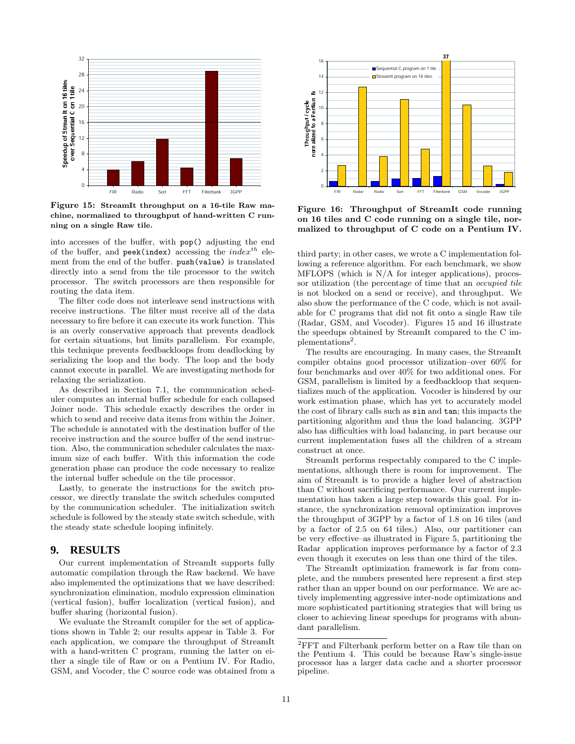Figure 15: StreamIt throughput on a 16-tile Raw machine, normalized to throughput of hand-written C running on a single Raw tile.

Figure 16: Throughput of StreamIt code running on 16 tiles and C code running on a single tile, normalized to throughput of C code on a Pentium IV.

into accesses of the buffer, with `pop()` adjusting the end of the buffer, and `peek(index)` accessing the $index^{th}$ element from the end of the buffer. `push(value)` is translated directly into a send from the tile processor to the switch processor. The switch processors are then responsible for routing the data item.

The filter code does not interleave send instructions with receive instructions. The filter must receive all of the data necessary to fire before it can execute its work function. This is an overly conservative approach that prevents deadlock for certain situations, but limits parallelism. For example, this technique prevents feedbackloops from deadlocking by serializing the loop and the body. The loop and the body cannot execute in parallel. We are investigating methods for relaxing the serialization.

As described in Section 7.1, the communication scheduler computes an internal buffer schedule for each collapsed Joiner node. This schedule exactly describes the order in which to send and receive data items from within the Joiner. The schedule is annotated with the destination buffer of the receive instruction and the source buffer of the send instruction. Also, the communication scheduler calculates the maximum size of each buffer. With this information the code generation phase can produce the code necessary to realize the internal buffer schedule on the tile processor.

Lastly, to generate the instructions for the switch processor, we directly translate the switch schedules computed by the communication scheduler. The initialization switch schedule is followed by the steady state switch schedule, with the steady state schedule looping infinitely.

# 9. RESULTS

Our current implementation of StreamIt supports fully automatic compilation through the Raw backend. We have also implemented the optimizations that we have described: synchronization elimination, modulo expression elimination (vertical fusion), buffer localization (vertical fusion), and buffer sharing (horizontal fusion).

We evaluate the StreamIt compiler for the set of applications shown in Table 2; our results appear in Table 3. For each application, we compare the throughput of StreamIt with a hand-written C program, running the latter on either a single tile of Raw or on a Pentium IV. For Radio, GSM, and Vocoder, the C source code was obtained from a third party; in other cases, we wrote a C implementation following a reference algorithm. For each benchmark, we show MFLOPS (which is N/A for integer applications), processor utilization (the percentage of time that an *occupied tile* is not blocked on a send or receive), and throughput. We also show the performance of the C code, which is not available for C programs that did not fit onto a single Raw tile (Radar, GSM, and Vocoder). Figures 15 and 16 illustrate the speedups obtained by StreamIt compared to the C implementations[2].

The results are encouraging. In many cases, the StreamIt compiler obtains good processor utilization–over 60% for four benchmarks and over 40% for two additional ones. For GSM, parallelism is limited by a feedbackloop that sequentializes much of the application. Vocoder is hindered by our work estimation phase, which has yet to accurately model the cost of library calls such as `sin` and `tan`; this impacts the partitioning algorithm and thus the load balancing. 3GPP also has difficulties with load balancing, in part because our current implementation fuses all the children of a stream construct at once.

StreamIt performs respectably compared to the C implementations, although there is room for improvement. The aim of StreamIt is to provide a higher level of abstraction than C without sacrificing performance. Our current implementation has taken a large step towards this goal. For instance, the synchronization removal optimization improves the throughput of 3GPP by a factor of 1.8 on 16 tiles (and by a factor of 2.5 on 64 tiles.) Also, our partitioner can be very effective–as illustrated in Figure 5, partitioning the Radar application improves performance by a factor of 2.3 even though it executes on less than one third of the tiles.

The StreamIt optimization framework is far from complete, and the numbers presented here represent a first step rather than an upper bound on our performance. We are actively implementing aggressive inter-node optimizations and more sophisticated partitioning strategies that will bring us closer to achieving linear speedups for programs with abundant parallelism.

[2] FFT and Filterbank perform better on a Raw tile than on the Pentium 4. This could be because Raw's single-issue processor has a larger data cache and a shorter processor pipeline.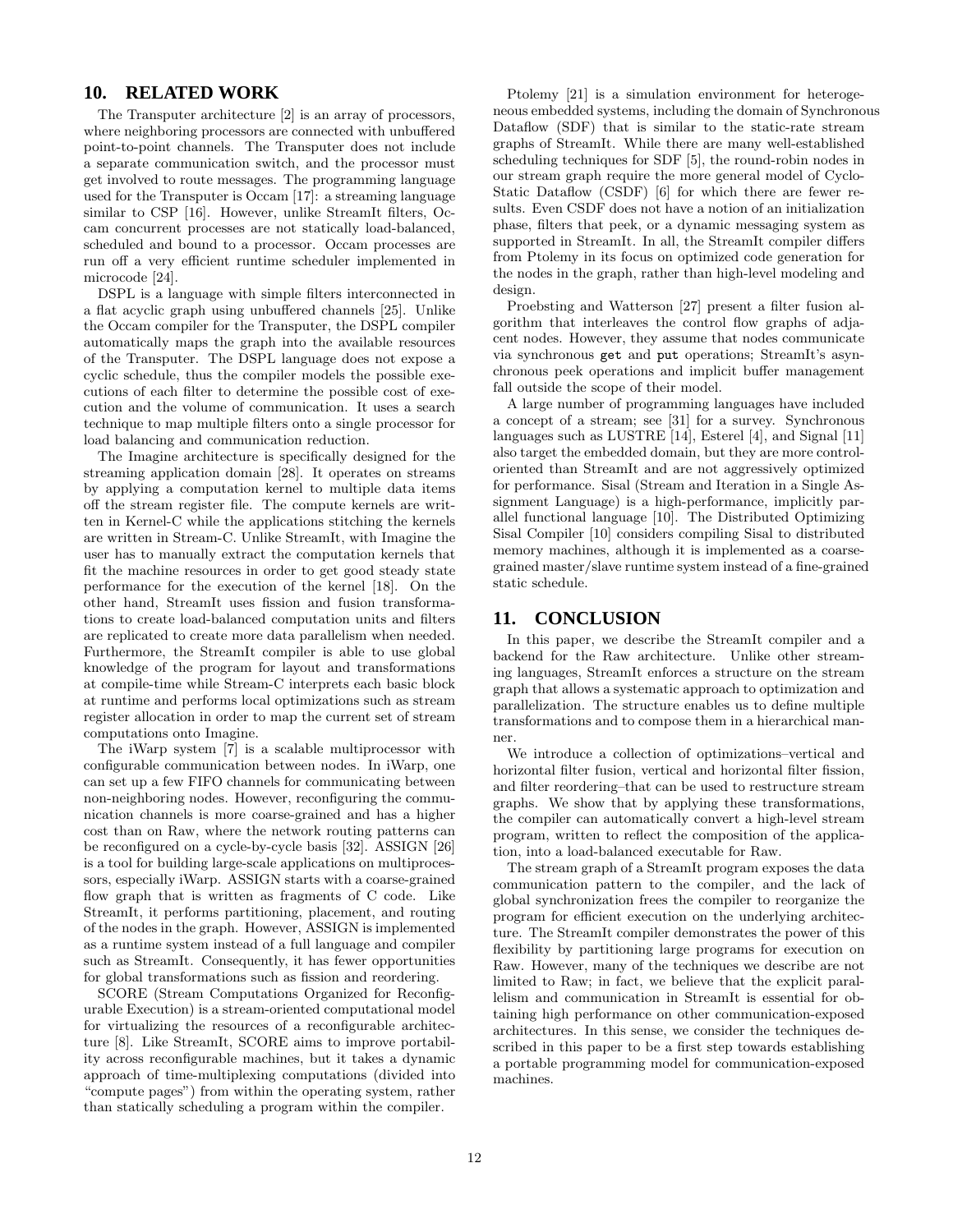## 10. RELATED WORK

The Transputer architecture [2] is an array of processors, where neighboring processors are connected with unbuffered point-to-point channels. The Transputer does not include a separate communication switch, and the processor must get involved to route messages. The programming language used for the Transputer is Occam [17]: a streaming language similar to CSP [16]. However, unlike StreamIt filters, Occam concurrent processes are not statically load-balanced, scheduled and bound to a processor. Occam processes are run off a very efficient runtime scheduler implemented in microcode [24].

DSPL is a language with simple filters interconnected in a flat acyclic graph using unbuffered channels [25]. Unlike the Occam compiler for the Transputer, the DSPL compiler automatically maps the graph into the available resources of the Transputer. The DSPL language does not expose a cyclic schedule, thus the compiler models the possible executions of each filter to determine the possible cost of execution and the volume of communication. It uses a search technique to map multiple filters onto a single processor for load balancing and communication reduction.

The Imagine architecture is specifically designed for the streaming application domain [28]. It operates on streams by applying a computation kernel to multiple data items off the stream register file. The compute kernels are written in Kernel-C while the applications stitching the kernels are written in Stream-C. Unlike StreamIt, with Imagine the user has to manually extract the computation kernels that fit the machine resources in order to get good steady state performance for the execution of the kernel [18]. On the other hand, StreamIt uses fission and fusion transformations to create load-balanced computation units and filters are replicated to create more data parallelism when needed. Furthermore, the StreamIt compiler is able to use global knowledge of the program for layout and transformations at compile-time while Stream-C interprets each basic block at runtime and performs local optimizations such as stream register allocation in order to map the current set of stream computations onto Imagine.

The iWarp system [7] is a scalable multiprocessor with configurable communication between nodes. In iWarp, one can set up a few FIFO channels for communicating between non-neighboring nodes. However, reconfiguring the communication channels is more coarse-grained and has a higher cost than on Raw, where the network routing patterns can be reconfigured on a cycle-by-cycle basis [32]. ASSIGN [26] is a tool for building large-scale applications on multiprocessors, especially iWarp. ASSIGN starts with a coarse-grained flow graph that is written as fragments of C code. Like StreamIt, it performs partitioning, placement, and routing of the nodes in the graph. However, ASSIGN is implemented as a runtime system instead of a full language and compiler such as StreamIt. Consequently, it has fewer opportunities for global transformations such as fission and reordering.

SCORE (Stream Computations Organized for Reconfigurable Execution) is a stream-oriented computational model for virtualizing the resources of a reconfigurable architecture [8]. Like StreamIt, SCORE aims to improve portability across reconfigurable machines, but it takes a dynamic approach of time-multiplexing computations (divided into "compute pages") from within the operating system, rather than statically scheduling a program within the compiler.

Ptolemy [21] is a simulation environment for heterogeneous embedded systems, including the domain of Synchronous Dataflow (SDF) that is similar to the static-rate stream graphs of StreamIt. While there are many well-established scheduling techniques for SDF [5], the round-robin nodes in our stream graph require the more general model of Cyclo-Static Dataflow (CSDF) [6] for which there are fewer results. Even CSDF does not have a notion of an initialization phase, filters that peek, or a dynamic messaging system as supported in StreamIt. In all, the StreamIt compiler differs from Ptolemy in its focus on optimized code generation for the nodes in the graph, rather than high-level modeling and design.

Proebsting and Watterson [27] present a filter fusion algorithm that interleaves the control flow graphs of adjacent nodes. However, they assume that nodes communicate via synchronous `get` and `put` operations; StreamIt's asynchronous peek operations and implicit buffer management fall outside the scope of their model.

A large number of programming languages have included a concept of a stream; see [31] for a survey. Synchronous languages such as LUSTRE [14], Esterel [4], and Signal [11] also target the embedded domain, but they are more control-oriented than StreamIt and are not aggressively optimized for performance. Sisal (Stream and Iteration in a Single Assignment Language) is a high-performance, implicitly parallel functional language [10]. The Distributed Optimizing Sisal Compiler [10] considers compiling Sisal to distributed memory machines, although it is implemented as a coarse-grained master/slave runtime system instead of a fine-grained static schedule.

## 11. CONCLUSION

In this paper, we describe the StreamIt compiler and a backend for the Raw architecture. Unlike other streaming languages, StreamIt enforces a structure on the stream graph that allows a systematic approach to optimization and parallelization. The structure enables us to define multiple transformations and to compose them in a hierarchical manner.

We introduce a collection of optimizations–vertical and horizontal filter fusion, vertical and horizontal filter fission, and filter reordering–that can be used to restructure stream graphs. We show that by applying these transformations, the compiler can automatically convert a high-level stream program, written to reflect the composition of the application, into a load-balanced executable for Raw.

The stream graph of a StreamIt program exposes the data communication pattern to the compiler, and the lack of global synchronization frees the compiler to reorganize the program for efficient execution on the underlying architecture. The StreamIt compiler demonstrates the power of this flexibility by partitioning large programs for execution on Raw. However, many of the techniques we describe are not limited to Raw; in fact, we believe that the explicit parallelism and communication in StreamIt is essential for obtaining high performance on other communication-exposed architectures. In this sense, we consider the techniques described in this paper to be a first step towards establishing a portable programming model for communication-exposed machines.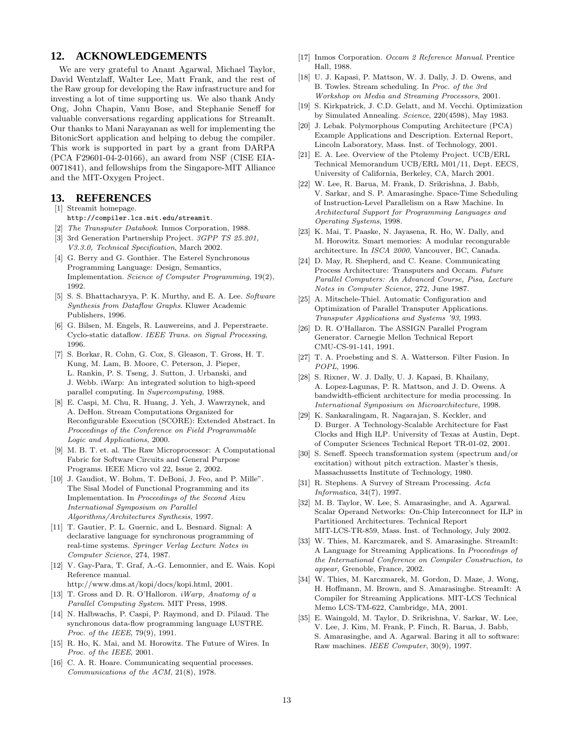## 12. ACKNOWLEDGEMENTS

We are very grateful to Anant Agarwal, Michael Taylor, David Wentzlaff, Walter Lee, Matt Frank, and the rest of the Raw group for developing the Raw infrastructure and for investing a lot of time supporting us. We also thank Andy Ong, John Chapin, Vanu Bose, and Stephanie Seneff for valuable conversations regarding applications for StreamIt. Our thanks to Mani Narayanan as well for implementing the BitonicSort application and helping to debug the compiler. This work is supported in part by a grant from DARPA (PCA F29601-04-2-0166), an award from NSF (CISE EIA-0071841), and fellowships from the Singapore-MIT Alliance and the MIT-Oxygen Project.

## 13. REFERENCES

[1] Streamit homepage. `http://compiler.lcs.mit.edu/streamit`.

[2] *The Transputer Databook*. Inmos Corporation, 1988.

[3] 3rd Generation Partnership Project. *3GPP TS 25.201, V3.3.0, Technical Specification*, March 2002.

[4] G. Berry and G. Gonthier. The Esterel Synchronous Programming Language: Design, Semantics, Implementation. *Science of Computer Programming*, 19(2), 1992.

[5] S. S. Bhattacharyya, P. K. Murthy, and E. A. Lee. *Software Synthesis from Dataflow Graphs*. Kluwer Academic Publishers, 1996.

[6] G. Bilsen, M. Engels, R. Lauwereins, and J. Peperstraete. Cyclo-static dataflow. *IEEE Trans. on Signal Processing*, 1996.

[7] S. Borkar, R. Cohn, G. Cox, S. Gleason, T. Gross, H. T. Kung, M. Lam, B. Moore, C. Peterson, J. Pieper, L. Rankin, P. S. Tseng, J. Sutton, J. Urbanski, and J. Webb. iWarp: An integrated solution to high-speed parallel computing. In *Supercomputing*, 1988.

[8] E. Caspi, M. Chu, R. Huang, J. Yeh, J. Wawrzynek, and A. DeHon. Stream Computations Organized for Reconfigurable Execution (SCORE): Extended Abstract. In *Proceedings of the Conference on Field Programmable Logic and Applications*, 2000.

[9] M. B. T. et. al. The Raw Microprocessor: A Computational Fabric for Software Circuits and General Purpose Programs. IEEE Micro vol 22, Issue 2, 2002.

[10] J. Gaudiot, W. Bohm, T. DeBoni, J. Feo, and P. Mille". The Sisal Model of Functional Programming and its Implementation. In *Proceedings of the Second Aizu International Symposium on Parallel Algorithms/Architectures Synthesis*, 1997.

[11] T. Gautier, P. L. Guernic, and L. Besnard. Signal: A declarative language for synchronous programming of real-time systems. *Springer Verlag Lecture Notes in Computer Science*, 274, 1987.

[12] V. Gay-Para, T. Graf, A.-G. Lemonnier, and E. Wais. Kopi Reference manual. http://www.dms.at/kopi/docs/kopi.html, 2001.

[13] T. Gross and D. R. O'Halloron. *iWarp, Anatomy of a Parallel Computing System*. MIT Press, 1998.

[14] N. Halbwachs, P. Caspi, P. Raymond, and D. Pilaud. The synchronous data-flow programming language LUSTRE. *Proc. of the IEEE*, 79(9), 1991.

[15] R. Ho, K. Mai, and M. Horowitz. The Future of Wires. In *Proc. of the IEEE*, 2001.

[16] C. A. R. Hoare. Communicating sequential processes. *Communications of the ACM*, 21(8), 1978.

[17] Inmos Corporation. *Occam 2 Reference Manual*. Prentice Hall, 1988.

[18] U. J. Kapasi, P. Mattson, W. J. Dally, J. D. Owens, and B. Towles. Stream scheduling. In *Proc. of the 3rd Workshop on Media and Streaming Processors*, 2001.

[19] S. Kirkpatrick, J. C.D. Gelatt, and M. Vecchi. Optimization by Simulated Annealing. *Science*, 220(4598), May 1983.

[20] J. Lebak. Polymorphous Computing Architecture (PCA) Example Applications and Description. External Report, Lincoln Laboratory, Mass. Inst. of Technology, 2001.

[21] E. A. Lee. Overview of the Ptolemy Project. UCB/ERL Technical Memorandum UCB/ERL M01/11, Dept. EECS, University of California, Berkeley, CA, March 2001.

[22] W. Lee, R. Barua, M. Frank, D. Srikrishna, J. Babb, V. Sarkar, and S. P. Amarasinghe. Space-Time Scheduling of Instruction-Level Parallelism on a Raw Machine. In *Architectural Support for Programming Languages and Operating Systems*, 1998.

[23] K. Mai, T. Paaske, N. Jayasena, R. Ho, W. Dally, and M. Horowitz. Smart memories: A modular reconfigurable architecture. In *ISCA 2000*, Vancouver, BC, Canada.

[24] D. May, R. Shepherd, and C. Keane. Communicating Process Architecture: Transputers and Occam. *Future Parallel Computers: An Advanced Course, Pisa, Lecture Notes in Computer Science*, 272, June 1987.

[25] A. Mitschele-Thiel. Automatic Configuration and Optimization of Parallel Transputer Applications. *Transputer Applications and Systems '93*, 1993.

[26] D. R. O'Hallaron. The ASSIGN Parallel Program Generator. Carnegie Mellon Technical Report CMU-CS-91-141, 1991.

[27] T. A. Proebsting and S. A. Watterson. Filter Fusion. In *POPL*, 1996.

[28] S. Rixner, W. J. Dally, U. J. Kapasi, B. Khailany, A. Lopez-Lagunas, P. R. Mattson, and J. D. Owens. A bandwidth-efficient architecture for media processing. In *International Symposium on Microarchitecture*, 1998.

[29] K. Sankaralingam, R. Nagarajan, S. Keckler, and D. Burger. A Technology-Scalable Architecture for Fast Clocks and High ILP. University of Texas at Austin, Dept. of Computer Sciences Technical Report TR-01-02, 2001.

[30] S. Seneff. Speech transformation system (spectrum and/or excitation) without pitch extraction. Master's thesis, Massachussetts Institute of Technology, 1980.

[31] R. Stephens. A Survey of Stream Processing. *Acta Informatica*, 34(7), 1997.

[32] M. B. Taylor, W. Lee, S. Amarasinghe, and A. Agarwal. Scalar Operand Networks: On-Chip Interconnect for ILP in Partitioned Architectures. Technical Report MIT-LCS-TR-859, Mass. Inst. of Technology, July 2002.

[33] W. Thies, M. Karczmarek, and S. Amarasinghe. StreamIt: A Language for Streaming Applications. In *Proceedings of the International Conference on Compiler Construction, to appear*, Grenoble, France, 2002.

[34] W. Thies, M. Karczmarek, M. Gordon, D. Maze, J. Wong, H. Hoffmann, M. Brown, and S. Amarasinghe. StreamIt: A Compiler for Streaming Applications. MIT-LCS Technical Memo LCS-TM-622, Cambridge, MA, 2001.

[35] E. Waingold, M. Taylor, D. Srikrishna, V. Sarkar, W. Lee, V. Lee, J. Kim, M. Frank, P. Finch, R. Barua, J. Babb, S. Amarasinghe, and A. Agarwal. Baring it all to software: Raw machines. *IEEE Computer*, 30(9), 1997.